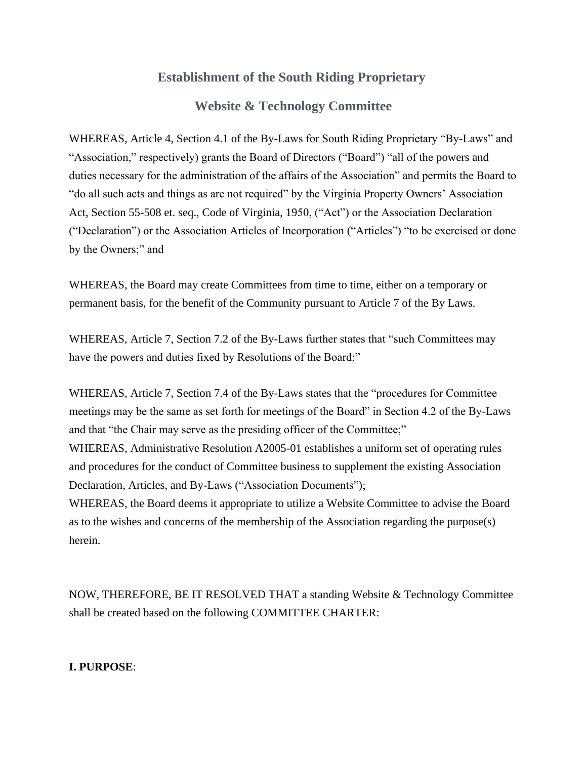# Establishment of the South Riding Proprietary

# Website & Technology Committee

WHEREAS, Article 4, Section 4.1 of the By-Laws for South Riding Proprietary “By-Laws” and “Association,” respectively) grants the Board of Directors (“Board”) “all of the powers and duties necessary for the administration of the affairs of the Association” and permits the Board to “do all such acts and things as are not required” by the Virginia Property Owners’ Association Act, Section 55-508 et. seq., Code of Virginia, 1950, (“Act”) or the Association Declaration (“Declaration”) or the Association Articles of Incorporation (“Articles”) “to be exercised or done by the Owners;” and

WHEREAS, the Board may create Committees from time to time, either on a temporary or permanent basis, for the benefit of the Community pursuant to Article 7 of the By Laws.

WHEREAS, Article 7, Section 7.2 of the By-Laws further states that “such Committees may have the powers and duties fixed by Resolutions of the Board;”

WHEREAS, Article 7, Section 7.4 of the By-Laws states that the “procedures for Committee meetings may be the same as set forth for meetings of the Board” in Section 4.2 of the By-Laws and that “the Chair may serve as the presiding officer of the Committee;”

WHEREAS, Administrative Resolution A2005-01 establishes a uniform set of operating rules and procedures for the conduct of Committee business to supplement the existing Association Declaration, Articles, and By-Laws (“Association Documents”);

WHEREAS, the Board deems it appropriate to utilize a Website Committee to advise the Board as to the wishes and concerns of the membership of the Association regarding the purpose(s) herein.

NOW, THEREFORE, BE IT RESOLVED THAT a standing Website & Technology Committee shall be created based on the following COMMITTEE CHARTER:

**I. PURPOSE**: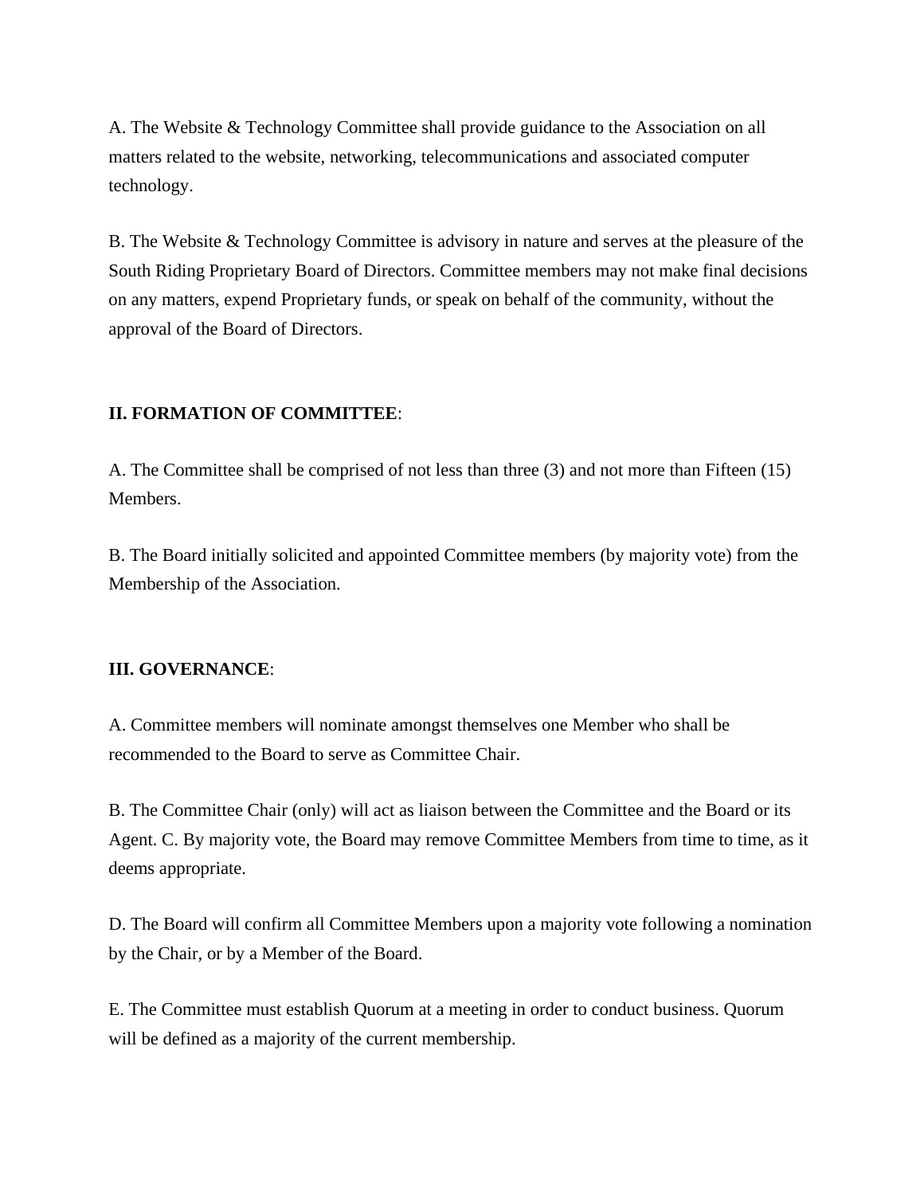A. The Website & Technology Committee shall provide guidance to the Association on all matters related to the website, networking, telecommunications and associated computer technology.

B. The Website & Technology Committee is advisory in nature and serves at the pleasure of the South Riding Proprietary Board of Directors. Committee members may not make final decisions on any matters, expend Proprietary funds, or speak on behalf of the community, without the approval of the Board of Directors.

**II. FORMATION OF COMMITTEE**:

A. The Committee shall be comprised of not less than three (3) and not more than Fifteen (15) Members.

B. The Board initially solicited and appointed Committee members (by majority vote) from the Membership of the Association.

**III. GOVERNANCE**:

A. Committee members will nominate amongst themselves one Member who shall be recommended to the Board to serve as Committee Chair.

B. The Committee Chair (only) will act as liaison between the Committee and the Board or its Agent. C. By majority vote, the Board may remove Committee Members from time to time, as it deems appropriate.

D. The Board will confirm all Committee Members upon a majority vote following a nomination by the Chair, or by a Member of the Board.

E. The Committee must establish Quorum at a meeting in order to conduct business. Quorum will be defined as a majority of the current membership.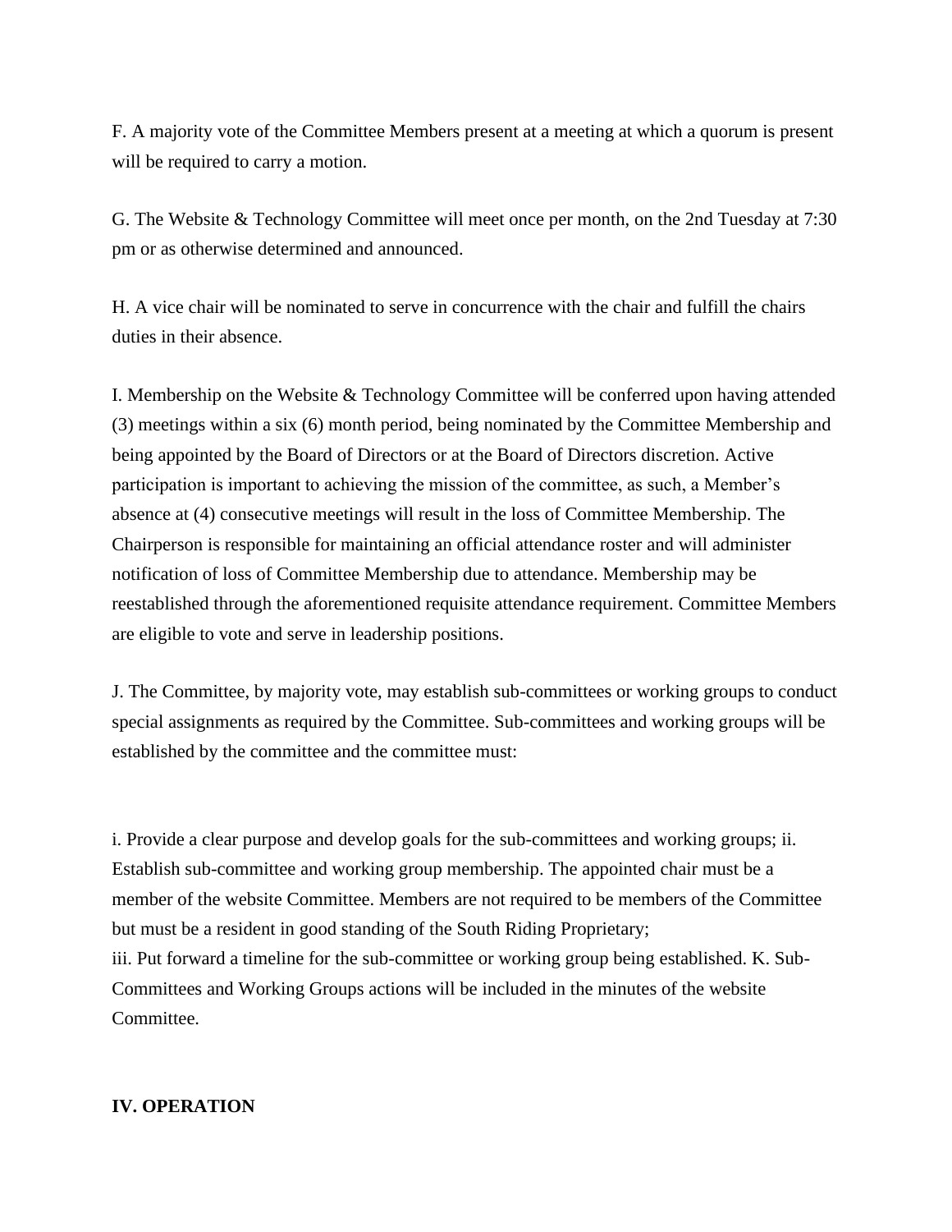F. A majority vote of the Committee Members present at a meeting at which a quorum is present will be required to carry a motion.

G. The Website & Technology Committee will meet once per month, on the 2nd Tuesday at 7:30 pm or as otherwise determined and announced.

H. A vice chair will be nominated to serve in concurrence with the chair and fulfill the chairs duties in their absence.

I. Membership on the Website & Technology Committee will be conferred upon having attended (3) meetings within a six (6) month period, being nominated by the Committee Membership and being appointed by the Board of Directors or at the Board of Directors discretion. Active participation is important to achieving the mission of the committee, as such, a Member's absence at (4) consecutive meetings will result in the loss of Committee Membership. The Chairperson is responsible for maintaining an official attendance roster and will administer notification of loss of Committee Membership due to attendance. Membership may be reestablished through the aforementioned requisite attendance requirement. Committee Members are eligible to vote and serve in leadership positions.

J. The Committee, by majority vote, may establish sub-committees or working groups to conduct special assignments as required by the Committee. Sub-committees and working groups will be established by the committee and the committee must:

i. Provide a clear purpose and develop goals for the sub-committees and working groups; ii. Establish sub-committee and working group membership. The appointed chair must be a member of the website Committee. Members are not required to be members of the Committee but must be a resident in good standing of the South Riding Proprietary;
iii. Put forward a timeline for the sub-committee or working group being established. K. Sub-Committees and Working Groups actions will be included in the minutes of the website Committee.

**IV. OPERATION**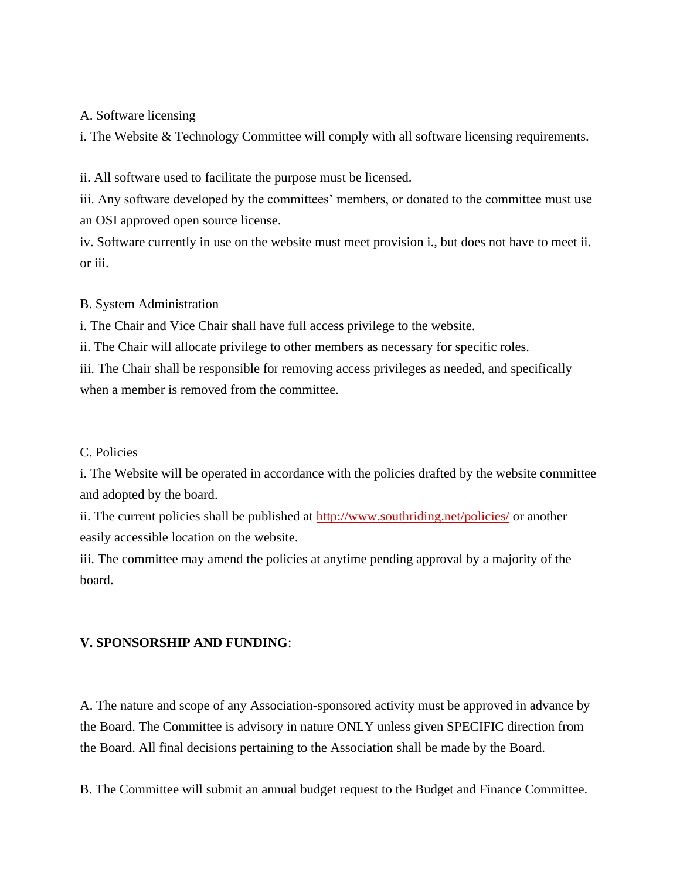A. Software licensing

i. The Website & Technology Committee will comply with all software licensing requirements.

ii. All software used to facilitate the purpose must be licensed.

iii. Any software developed by the committees' members, or donated to the committee must use an OSI approved open source license.

iv. Software currently in use on the website must meet provision i., but does not have to meet ii. or iii.

B. System Administration

i. The Chair and Vice Chair shall have full access privilege to the website.

ii. The Chair will allocate privilege to other members as necessary for specific roles.

iii. The Chair shall be responsible for removing access privileges as needed, and specifically when a member is removed from the committee.

C. Policies

i. The Website will be operated in accordance with the policies drafted by the website committee and adopted by the board.

ii. The current policies shall be published at http://www.southriding.net/policies/ or another easily accessible location on the website.

iii. The committee may amend the policies at anytime pending approval by a majority of the board.

**V. SPONSORSHIP AND FUNDING**:

A. The nature and scope of any Association-sponsored activity must be approved in advance by the Board. The Committee is advisory in nature ONLY unless given SPECIFIC direction from the Board. All final decisions pertaining to the Association shall be made by the Board.

B. The Committee will submit an annual budget request to the Budget and Finance Committee.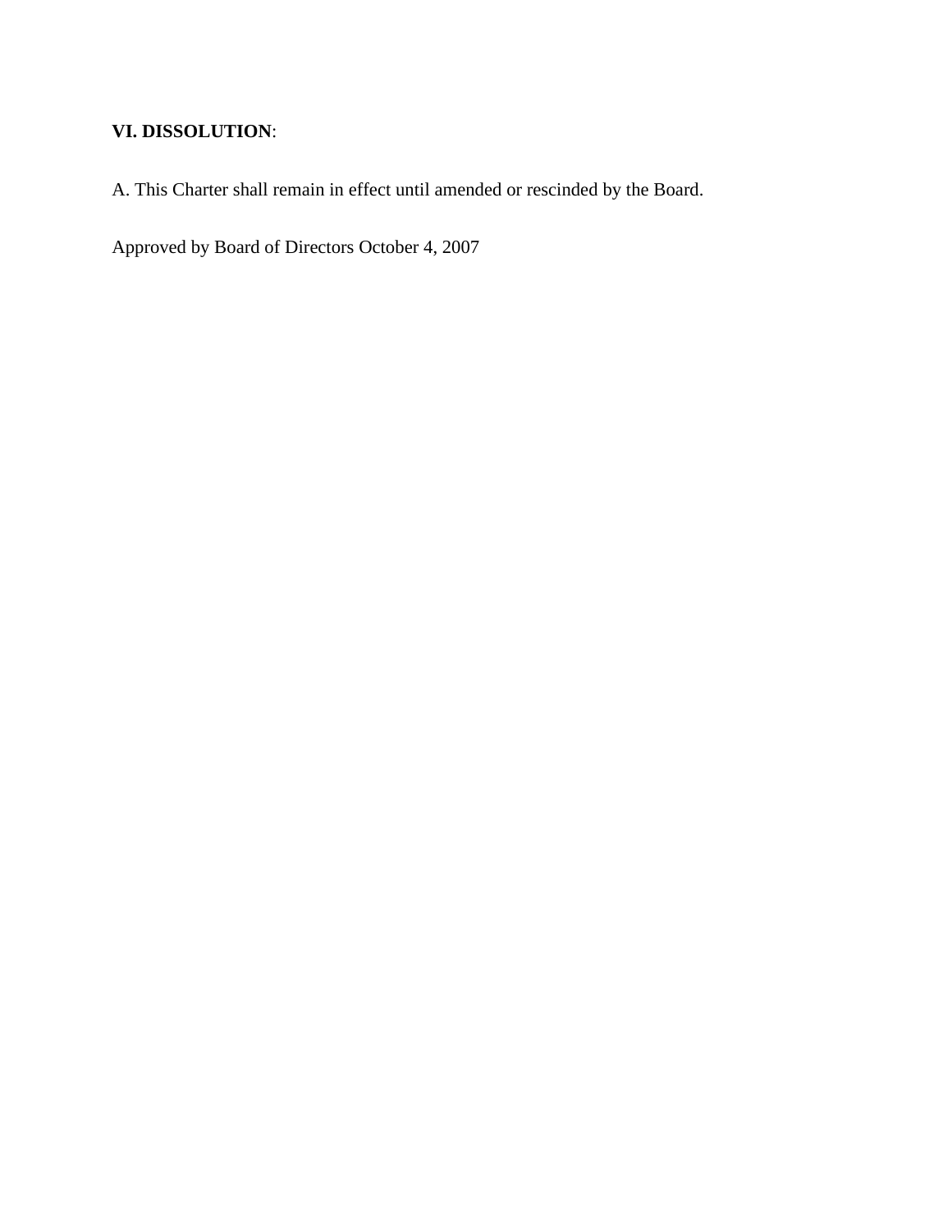**VI. DISSOLUTION**:

A. This Charter shall remain in effect until amended or rescinded by the Board.

Approved by Board of Directors October 4, 2007